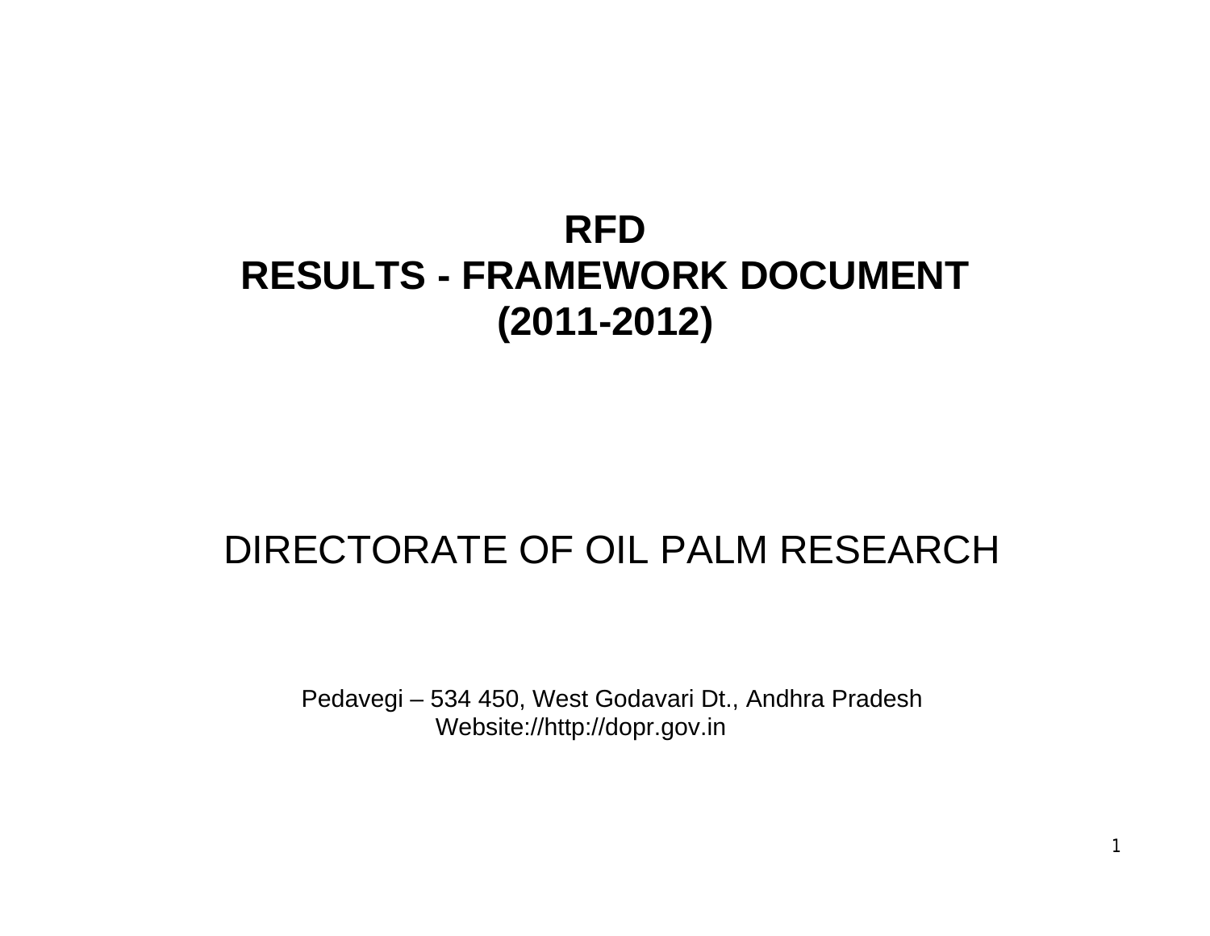# RFD
# RESULTS - FRAMEWORK DOCUMENT
# (2011-2012)

## DIRECTORATE OF OIL PALM RESEARCH

Pedavegi – 534 450, West Godavari Dt., Andhra Pradesh
Website://http://dopr.gov.in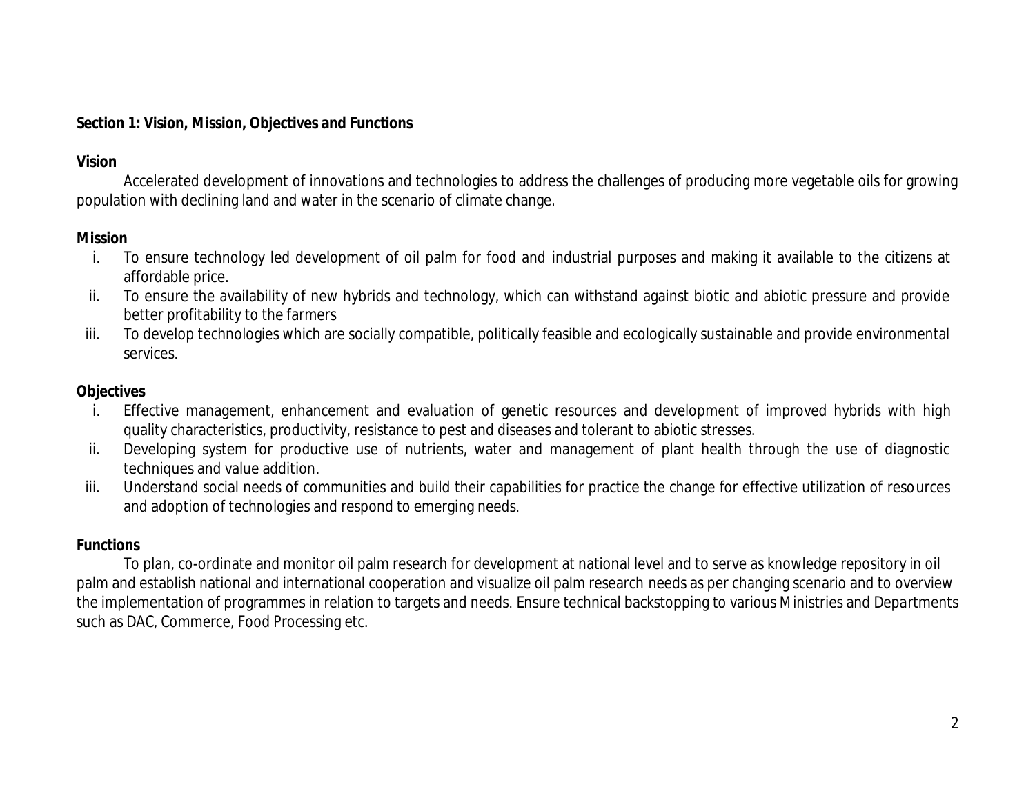## Section 1: Vision, Mission, Objectives and Functions

### Vision

Accelerated development of innovations and technologies to address the challenges of producing more vegetable oils for growing population with declining land and water in the scenario of climate change.

### Mission

i. To ensure technology led development of oil palm for food and industrial purposes and making it available to the citizens at affordable price.
ii. To ensure the availability of new hybrids and technology, which can withstand against biotic and abiotic pressure and provide better profitability to the farmers
iii. To develop technologies which are socially compatible, politically feasible and ecologically sustainable and provide environmental services.

### Objectives

i. Effective management, enhancement and evaluation of genetic resources and development of improved hybrids with high quality characteristics, productivity, resistance to pest and diseases and tolerant to abiotic stresses.
ii. Developing system for productive use of nutrients, water and management of plant health through the use of diagnostic techniques and value addition.
iii. Understand social needs of communities and build their capabilities for practice the change for effective utilization of resources and adoption of technologies and respond to emerging needs.

### Functions

To plan, co-ordinate and monitor oil palm research for development at national level and to serve as knowledge repository in oil palm and establish national and international cooperation and visualize oil palm research needs as per changing scenario and to overview the implementation of programmes in relation to targets and needs. Ensure technical backstopping to various Ministries and Departments such as DAC, Commerce, Food Processing etc.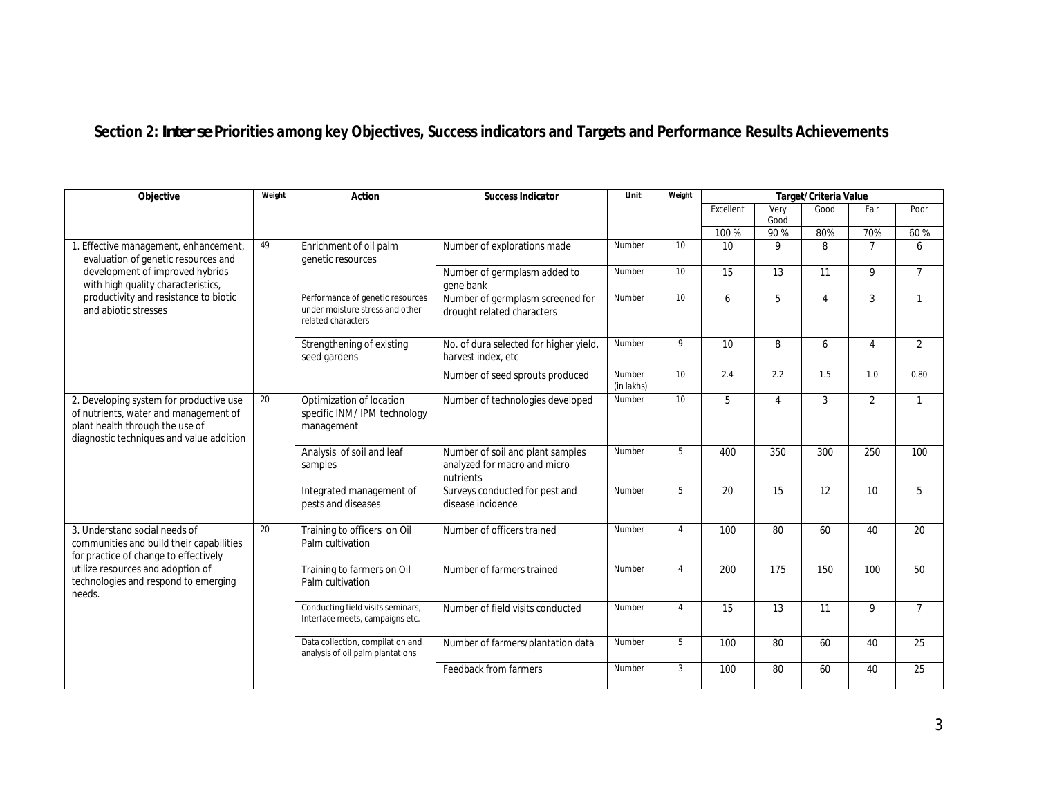## Section 2: *Inter se* Priorities among key Objectives, Success indicators and Targets and Performance Results Achievements

| Objective | Weight | Action | Success Indicator | Unit | Weight | Target/Criteria Value | | | | |
|---|---|---|---|---|---|---|---|---|---|---|
| | | | | | | Excellent | Very Good | Good | Fair | Poor |
| | | | | | | 100 % | 90 % | 80% | 70% | 60 % |
| 1. Effective management, enhancement, evaluation of genetic resources and development of improved hybrids with high quality characteristics, productivity and resistance to biotic and abiotic stresses | 49 | Enrichment of oil palm genetic resources | Number of explorations made | Number | 10 | 10 | 9 | 8 | 7 | 6 |
| | | | Number of germplasm added to gene bank | Number | 10 | 15 | 13 | 11 | 9 | 7 |
| | | Performance of genetic resources under moisture stress and other related characters | Number of germplasm screened for drought related characters | Number | 10 | 6 | 5 | 4 | 3 | 1 |
| | | Strengthening of existing seed gardens | No. of dura selected for higher yield, harvest index, etc | Number | 9 | 10 | 8 | 6 | 4 | 2 |
| | | | Number of seed sprouts produced | Number (in lakhs) | 10 | 2.4 | 2.2 | 1.5 | 1.0 | 0.80 |
| 2. Developing system for productive use of nutrients, water and management of plant health through the use of diagnostic techniques and value addition | 20 | Optimization of location specific INM/ IPM technology management | Number of technologies developed | Number | 10 | 5 | 4 | 3 | 2 | 1 |
| | | Analysis of soil and leaf samples | Number of soil and plant samples analyzed for macro and micro nutrients | Number | 5 | 400 | 350 | 300 | 250 | 100 |
| | | Integrated management of pests and diseases | Surveys conducted for pest and disease incidence | Number | 5 | 20 | 15 | 12 | 10 | 5 |
| 3. Understand social needs of communities and build their capabilities for practice of change to effectively utilize resources and adoption of technologies and respond to emerging needs. | 20 | Training to officers on Oil Palm cultivation | Number of officers trained | Number | 4 | 100 | 80 | 60 | 40 | 20 |
| | | Training to farmers on Oil Palm cultivation | Number of farmers trained | Number | 4 | 200 | 175 | 150 | 100 | 50 |
| | | Conducting field visits seminars, Interface meets, campaigns etc. | Number of field visits conducted | Number | 4 | 15 | 13 | 11 | 9 | 7 |
| | | Data collection, compilation and analysis of oil palm plantations | Number of farmers/plantation data | Number | 5 | 100 | 80 | 60 | 40 | 25 |
| | | | Feedback from farmers | Number | 3 | 100 | 80 | 60 | 40 | 25 |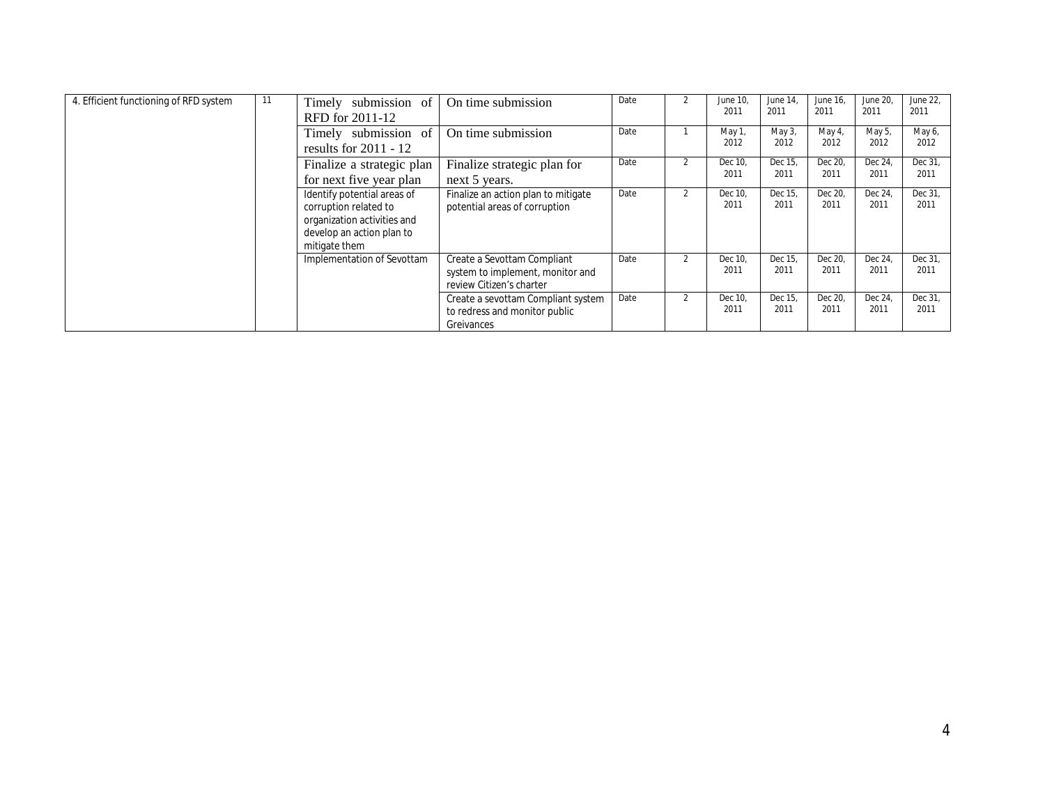| 4. Efficient functioning of RFD system | 11 | Timely submission of RFD for 2011-12 | On time submission | Date | 2 | June 10, 2011 | June 14, 2011 | June 16, 2011 | June 20, 2011 | June 22, 2011 |
|---|---|---|---|---|---|---|---|---|---|---|
| | | Timely submission of results for 2011 - 12 | On time submission | Date | 1 | May 1, 2012 | May 3, 2012 | May 4, 2012 | May 5, 2012 | May 6, 2012 |
| | | Finalize a strategic plan for next five year plan | Finalize strategic plan for next 5 years. | Date | 2 | Dec 10, 2011 | Dec 15, 2011 | Dec 20, 2011 | Dec 24, 2011 | Dec 31, 2011 |
| | | Identify potential areas of corruption related to organization activities and develop an action plan to mitigate them | Finalize an action plan to mitigate potential areas of corruption | Date | 2 | Dec 10, 2011 | Dec 15, 2011 | Dec 20, 2011 | Dec 24, 2011 | Dec 31, 2011 |
| | | Implementation of Sevottam | Create a Sevottam Compliant system to implement, monitor and review Citizen's charter | Date | 2 | Dec 10, 2011 | Dec 15, 2011 | Dec 20, 2011 | Dec 24, 2011 | Dec 31, 2011 |
| | | | Create a sevottam Compliant system to redress and monitor public Greivances | Date | 2 | Dec 10, 2011 | Dec 15, 2011 | Dec 20, 2011 | Dec 24, 2011 | Dec 31, 2011 |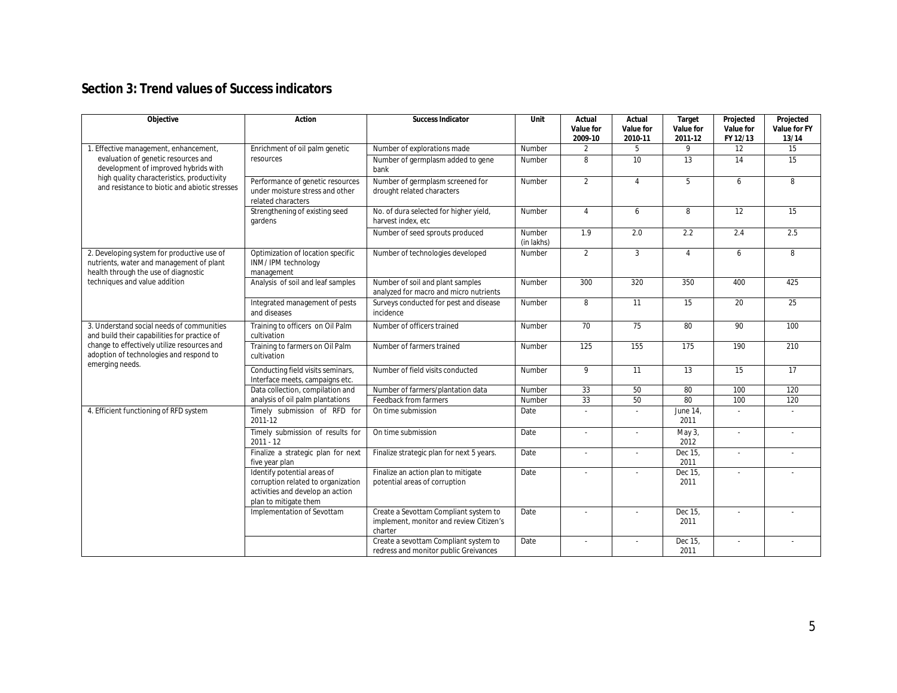## Section 3: Trend values of Success indicators

| Objective | Action | Success Indicator | Unit | Actual Value for 2009-10 | Actual Value for 2010-11 | Target Value for 2011-12 | Projected Value for FY 12/13 | Projected Value for FY 13/14 |
|---|---|---|---|---|---|---|---|---|
| 1. Effective management, enhancement, evaluation of genetic resources and development of improved hybrids with high quality characteristics, productivity and resistance to biotic and abiotic stresses | Enrichment of oil palm genetic resources | Number of explorations made | Number | 2 | 5 | 9 | 12 | 15 |
| | | Number of germplasm added to gene bank | Number | 8 | 10 | 13 | 14 | 15 |
| | Performance of genetic resources under moisture stress and other related characters | Number of germplasm screened for drought related characters | Number | 2 | 4 | 5 | 6 | 8 |
| | Strengthening of existing seed gardens | No. of dura selected for higher yield, harvest index, etc | Number | 4 | 6 | 8 | 12 | 15 |
| | | Number of seed sprouts produced | Number (in lakhs) | 1.9 | 2.0 | 2.2 | 2.4 | 2.5 |
| 2. Developing system for productive use of nutrients, water and management of plant health through the use of diagnostic techniques and value addition | Optimization of location specific INM/ IPM technology management | Number of technologies developed | Number | 2 | 3 | 4 | 6 | 8 |
| | Analysis of soil and leaf samples | Number of soil and plant samples analyzed for macro and micro nutrients | Number | 300 | 320 | 350 | 400 | 425 |
| | Integrated management of pests and diseases | Surveys conducted for pest and disease incidence | Number | 8 | 11 | 15 | 20 | 25 |
| 3. Understand social needs of communities and build their capabilities for practice of change to effectively utilize resources and adoption of technologies and respond to emerging needs. | Training to officers on Oil Palm cultivation | Number of officers trained | Number | 70 | 75 | 80 | 90 | 100 |
| | Training to farmers on Oil Palm cultivation | Number of farmers trained | Number | 125 | 155 | 175 | 190 | 210 |
| | Conducting field visits seminars, Interface meets, campaigns etc. | Number of field visits conducted | Number | 9 | 11 | 13 | 15 | 17 |
| | Data collection, compilation and analysis of oil palm plantations | Number of farmers/plantation data | Number | 33 | 50 | 80 | 100 | 120 |
| | | Feedback from farmers | Number | 33 | 50 | 80 | 100 | 120 |
| 4. Efficient functioning of RFD system | Timely submission of RFD for 2011-12 | On time submission | Date | - | - | June 14, 2011 | - | - |
| | Timely submission of results for 2011 - 12 | On time submission | Date | - | - | May 3, 2012 | - | - |
| | Finalize a strategic plan for next five year plan | Finalize strategic plan for next 5 years. | Date | - | - | Dec 15, 2011 | - | - |
| | Identify potential areas of corruption related to organization activities and develop an action plan to mitigate them | Finalize an action plan to mitigate potential areas of corruption | Date | - | - | Dec 15, 2011 | - | - |
| | Implementation of Sevottam | Create a Sevottam Compliant system to implement, monitor and review Citizen's charter | Date | - | - | Dec 15, 2011 | - | - |
| | | Create a sevottam Compliant system to redress and monitor public Greivances | Date | - | - | Dec 15, 2011 | - | - |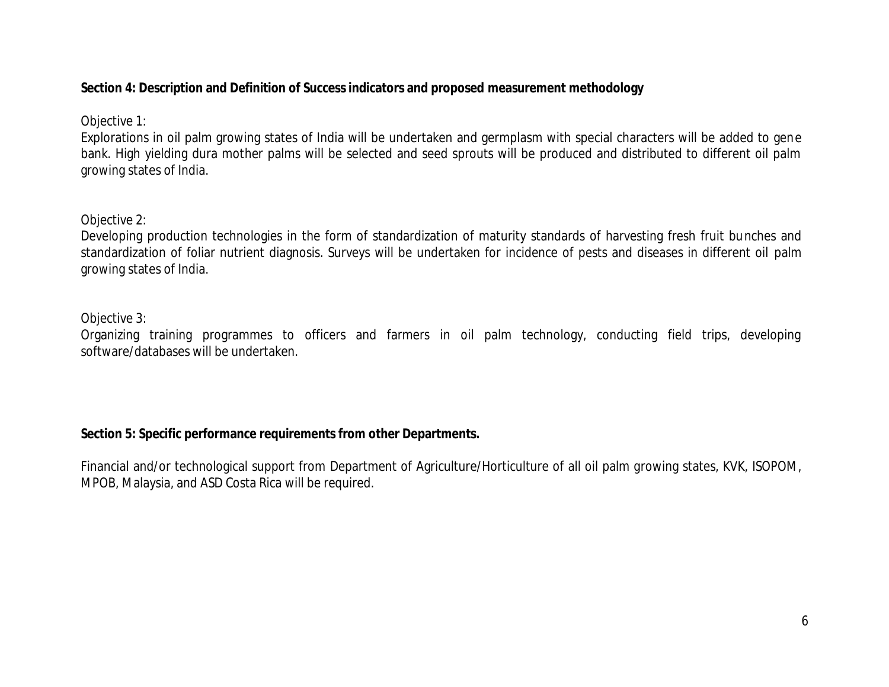**Section 4: Description and Definition of Success indicators and proposed measurement methodology**

Objective 1:

Explorations in oil palm growing states of India will be undertaken and germplasm with special characters will be added to gene bank. High yielding dura mother palms will be selected and seed sprouts will be produced and distributed to different oil palm growing states of India.

Objective 2:

Developing production technologies in the form of standardization of maturity standards of harvesting fresh fruit bunches and standardization of foliar nutrient diagnosis. Surveys will be undertaken for incidence of pests and diseases in different oil palm growing states of India.

Objective 3:

Organizing training programmes to officers and farmers in oil palm technology, conducting field trips, developing software/databases will be undertaken.

**Section 5: Specific performance requirements from other Departments.**

Financial and/or technological support from Department of Agriculture/Horticulture of all oil palm growing states, KVK, ISOPOM, MPOB, Malaysia, and ASD Costa Rica will be required.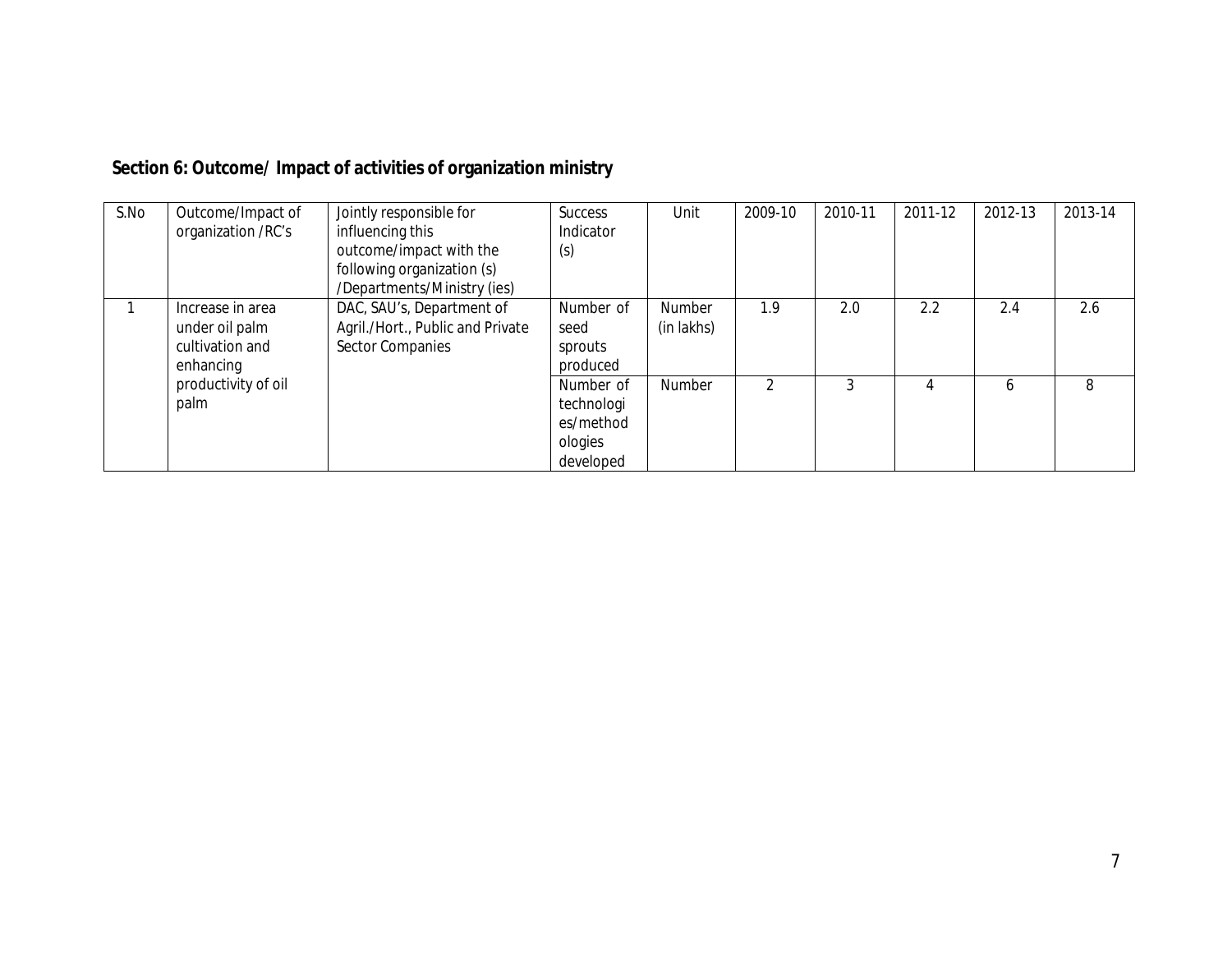**Section 6: Outcome/ Impact of activities of organization ministry**

| S.No | Outcome/Impact of organization /RC's | Jointly responsible for influencing this outcome/impact with the following organization (s) /Departments/Ministry (ies) | Success Indicator (s) | Unit | 2009-10 | 2010-11 | 2011-12 | 2012-13 | 2013-14 |
|---|---|---|---|---|---|---|---|---|---|
| 1 | Increase in area under oil palm cultivation and enhancing productivity of oil palm | DAC, SAU's, Department of Agril./Hort., Public and Private Sector Companies | Number of seed sprouts produced | Number (in lakhs) | 1.9 | 2.0 | 2.2 | 2.4 | 2.6 |
| | | | Number of technologies/methodologies developed | Number | 2 | 3 | 4 | 6 | 8 |